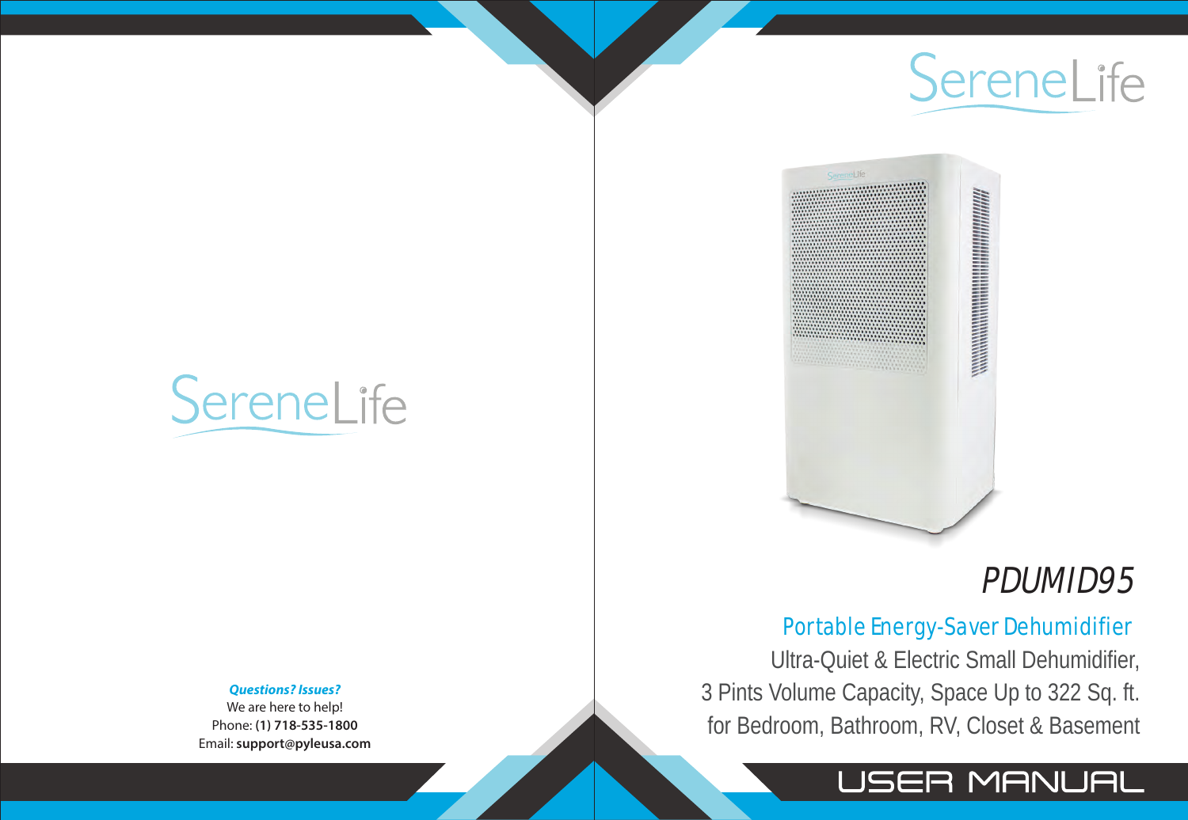SereneLife

**_Questions? Issues?_**

We are here to help!

Phone: **(1) 718-535-1800**

Email: **support@pyleusa.com**

SereneLife

# PDUMID95

## Portable Energy-Saver Dehumidifier

Ultra-Quiet & Electric Small Dehumidifier,
3 Pints Volume Capacity, Space Up to 322 Sq. ft.
for Bedroom, Bathroom, RV, Closet & Basement

# USER MANUAL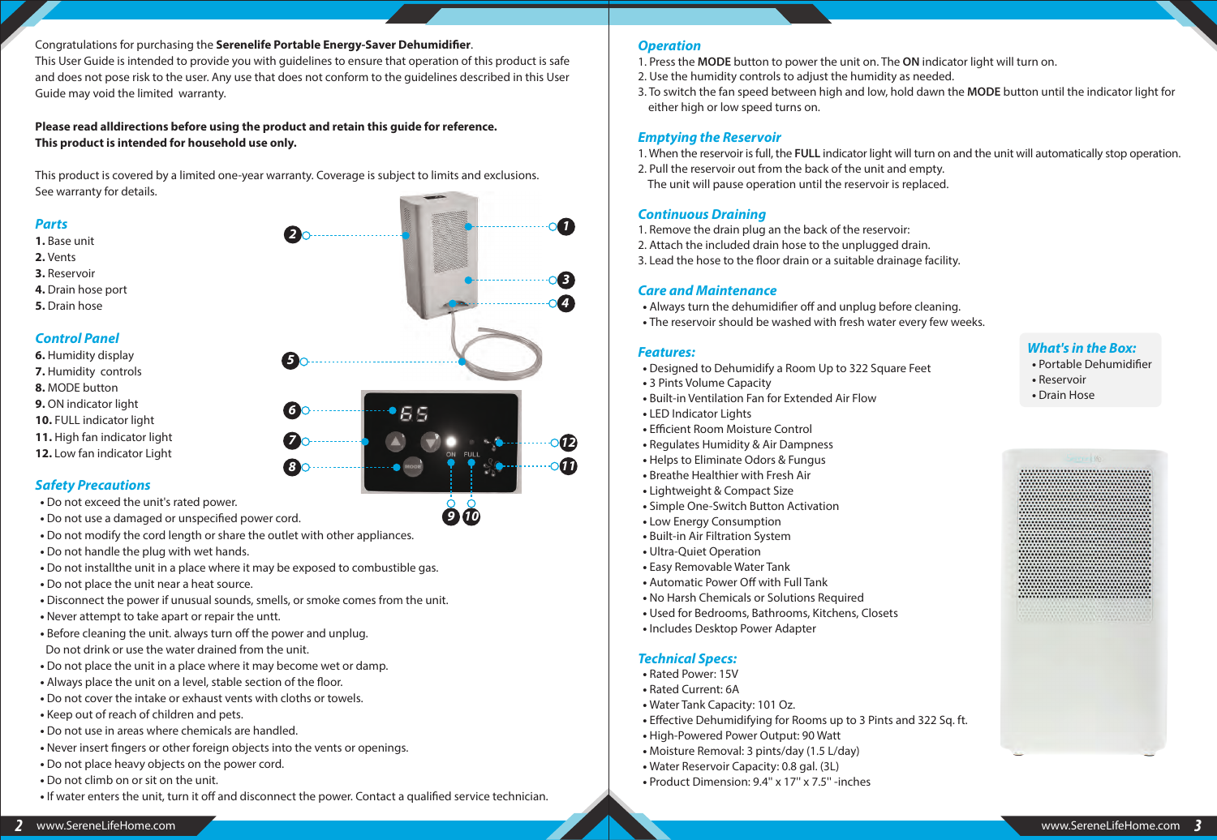Congratulations for purchasing the **Serenelife Portable Energy-Saver Dehumidifier**.
This User Guide is intended to provide you with guidelines to ensure that operation of this product is safe and does not pose risk to the user. Any use that does not conform to the guidelines described in this User Guide may void the limited warranty.

**Please read alldirections before using the product and retain this guide for reference.**
**This product is intended for household use only.**

This product is covered by a limited one-year warranty. Coverage is subject to limits and exclusions. See warranty for details.

## Parts

**1.** Base unit
**2.** Vents
**3.** Reservoir
**4.** Drain hose port
**5.** Drain hose

## Control Panel

**6.** Humidity display
**7.** Humidity controls
**8.** MODE button
**9.** ON indicator light
**10.** FULL indicator light
**11.** High fan indicator light
**12.** Low fan indicator Light

65
ON FULL
MODE

## Safety Precautions

- Do not exceed the unit's rated power.
- Do not use a damaged or unspecified power cord.
- Do not modify the cord length or share the outlet with other appliances.
- Do not handle the plug with wet hands.
- Do not installthe unit in a place where it may be exposed to combustible gas.
- Do not place the unit near a heat source.
- Disconnect the power if unusual sounds, smells, or smoke comes from the unit.
- Never attempt to take apart or repair the untt.
- Before cleaning the unit. always turn off the power and unplug. Do not drink or use the water drained from the unit.
- Do not place the unit in a place where it may become wet or damp.
- Always place the unit on a level, stable section of the floor.
- Do not cover the intake or exhaust vents with cloths or towels.
- Keep out of reach of children and pets.
- Do not use in areas where chemicals are handled.
- Never insert fingers or other foreign objects into the vents or openings.
- Do not place heavy objects on the power cord.
- Do not climb on or sit on the unit.
- If water enters the unit, turn it off and disconnect the power. Contact a qualified service technician.

## Operation

1. Press the **MODE** button to power the unit on. The **ON** indicator light will turn on.
2. Use the humidity controls to adjust the humidity as needed.
3. To switch the fan speed between high and low, hold dawn the **MODE** button until the indicator light for either high or low speed turns on.

## Emptying the Reservoir

1. When the reservoir is full, the **FULL** indicator light will turn on and the unit will automatically stop operation.
2. Pull the reservoir out from the back of the unit and empty.
   The unit will pause operation until the reservoir is replaced.

## Continuous Draining

1. Remove the drain plug at the back of the reservoir:
2. Attach the included drain hose to the unplugged drain.
3. Lead the hose to the floor drain or a suitable drainage facility.

## Care and Maintenance

- Always turn the dehumidifier off and unplug before cleaning.
- The reservoir should be washed with fresh water every few weeks.

## Features:

- Designed to Dehumidify a Room Up to 322 Square Feet
- 3 Pints Volume Capacity
- Built-in Ventilation Fan for Extended Air Flow
- LED Indicator Lights
- Efficient Room Moisture Control
- Regulates Humidity & Air Dampness
- Helps to Eliminate Odors & Fungus
- Breathe Healthier with Fresh Air
- Lightweight & Compact Size
- Simple One-Switch Button Activation
- Low Energy Consumption
- Built-in Air Filtration System
- Ultra-Quiet Operation
- Easy Removable Water Tank
- Automatic Power Off with Full Tank
- No Harsh Chemicals or Solutions Required
- Used for Bedrooms, Bathrooms, Kitchens, Closets
- Includes Desktop Power Adapter

## What's in the Box:

- Portable Dehumidifier
- Reservoir
- Drain Hose

## Technical Specs:

- Rated Power: 15V
- Rated Current: 6A
- Water Tank Capacity: 101 Oz.
- Effective Dehumidifying for Rooms up to 3 Pints and 322 Sq. ft.
- High-Powered Power Output: 90 Watt
- Moisture Removal: 3 pints/day (1.5 L/day)
- Water Reservoir Capacity: 0.8 gal. (3L)
- Product Dimension: 9.4" x 17" x 7.5" -inches